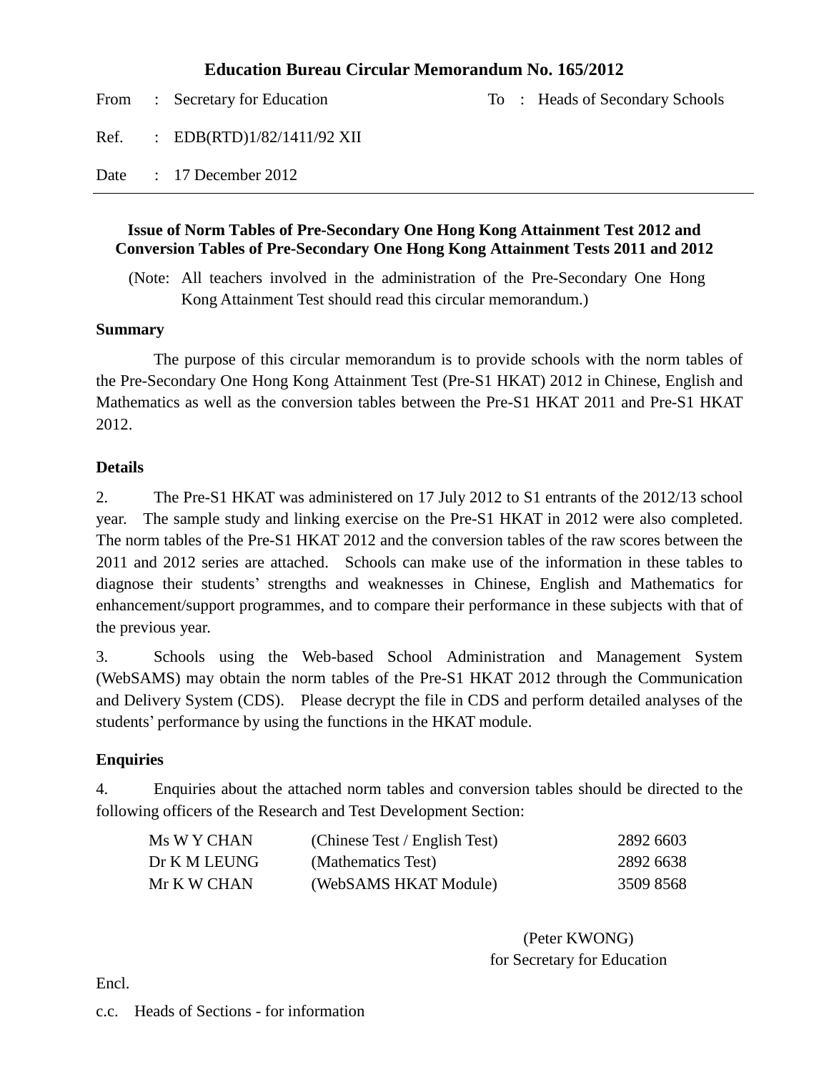# Education Bureau Circular Memorandum No. 165/2012

| | | | |
|---|---|---|---|
| From | : Secretary for Education | To | : Heads of Secondary Schools |
| Ref. | : EDB(RTD)1/82/1411/92 XII | | |
| Date | : 17 December 2012 | | |

---

## Issue of Norm Tables of Pre-Secondary One Hong Kong Attainment Test 2012 and Conversion Tables of Pre-Secondary One Hong Kong Attainment Tests 2011 and 2012

(Note: All teachers involved in the administration of the Pre-Secondary One Hong Kong Attainment Test should read this circular memorandum.)

### Summary

The purpose of this circular memorandum is to provide schools with the norm tables of the Pre-Secondary One Hong Kong Attainment Test (Pre-S1 HKAT) 2012 in Chinese, English and Mathematics as well as the conversion tables between the Pre-S1 HKAT 2011 and Pre-S1 HKAT 2012.

### Details

2. The Pre-S1 HKAT was administered on 17 July 2012 to S1 entrants of the 2012/13 school year. The sample study and linking exercise on the Pre-S1 HKAT in 2012 were also completed. The norm tables of the Pre-S1 HKAT 2012 and the conversion tables of the raw scores between the 2011 and 2012 series are attached. Schools can make use of the information in these tables to diagnose their students' strengths and weaknesses in Chinese, English and Mathematics for enhancement/support programmes, and to compare their performance in these subjects with that of the previous year.

3. Schools using the Web-based School Administration and Management System (WebSAMS) may obtain the norm tables of the Pre-S1 HKAT 2012 through the Communication and Delivery System (CDS). Please decrypt the file in CDS and perform detailed analyses of the students' performance by using the functions in the HKAT module.

### Enquiries

4. Enquiries about the attached norm tables and conversion tables should be directed to the following officers of the Research and Test Development Section:

| | | |
|---|---|---|
| Ms W Y CHAN | (Chinese Test / English Test) | 2892 6603 |
| Dr K M LEUNG | (Mathematics Test) | 2892 6638 |
| Mr K W CHAN | (WebSAMS HKAT Module) | 3509 8568 |

(Peter KWONG)
for Secretary for Education

Encl.

c.c. Heads of Sections - for information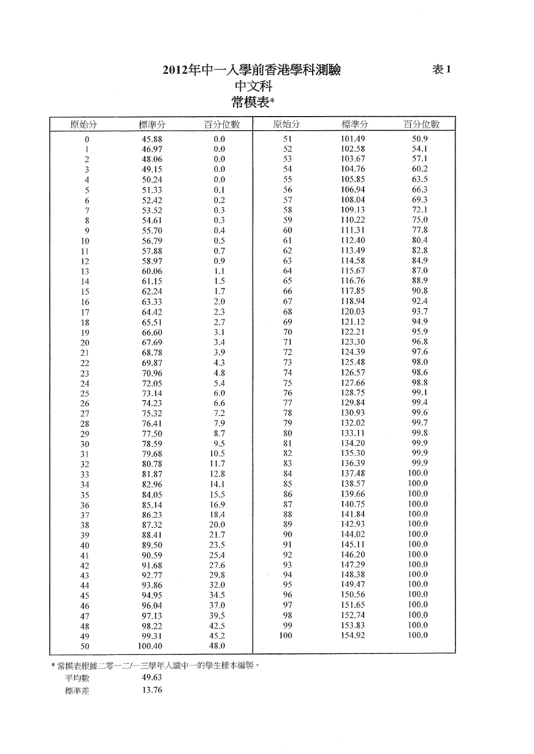# 2012年中一入學前香港學科測驗

表1

## 中文科

## 常模表*

| 原始分 | 標準分 | 百分位數 | 原始分 | 標準分 | 百分位數 |
|---|---|---|---|---|---|
| 0 | 45.88 | 0.0 | 51 | 101.49 | 50.9 |
| 1 | 46.97 | 0.0 | 52 | 102.58 | 54.1 |
| 2 | 48.06 | 0.0 | 53 | 103.67 | 57.1 |
| 3 | 49.15 | 0.0 | 54 | 104.76 | 60.2 |
| 4 | 50.24 | 0.0 | 55 | 105.85 | 63.5 |
| 5 | 51.33 | 0.1 | 56 | 106.94 | 66.3 |
| 6 | 52.42 | 0.2 | 57 | 108.04 | 69.3 |
| 7 | 53.52 | 0.3 | 58 | 109.13 | 72.1 |
| 8 | 54.61 | 0.3 | 59 | 110.22 | 75.0 |
| 9 | 55.70 | 0.4 | 60 | 111.31 | 77.8 |
| 10 | 56.79 | 0.5 | 61 | 112.40 | 80.4 |
| 11 | 57.88 | 0.7 | 62 | 113.49 | 82.8 |
| 12 | 58.97 | 0.9 | 63 | 114.58 | 84.9 |
| 13 | 60.06 | 1.1 | 64 | 115.67 | 87.0 |
| 14 | 61.15 | 1.5 | 65 | 116.76 | 88.9 |
| 15 | 62.24 | 1.7 | 66 | 117.85 | 90.8 |
| 16 | 63.33 | 2.0 | 67 | 118.94 | 92.4 |
| 17 | 64.42 | 2.3 | 68 | 120.03 | 93.7 |
| 18 | 65.51 | 2.7 | 69 | 121.12 | 94.9 |
| 19 | 66.60 | 3.1 | 70 | 122.21 | 95.9 |
| 20 | 67.69 | 3.4 | 71 | 123.30 | 96.8 |
| 21 | 68.78 | 3.9 | 72 | 124.39 | 97.6 |
| 22 | 69.87 | 4.3 | 73 | 125.48 | 98.0 |
| 23 | 70.96 | 4.8 | 74 | 126.57 | 98.6 |
| 24 | 72.05 | 5.4 | 75 | 127.66 | 98.8 |
| 25 | 73.14 | 6.0 | 76 | 128.75 | 99.1 |
| 26 | 74.23 | 6.6 | 77 | 129.84 | 99.4 |
| 27 | 75.32 | 7.2 | 78 | 130.93 | 99.6 |
| 28 | 76.41 | 7.9 | 79 | 132.02 | 99.7 |
| 29 | 77.50 | 8.7 | 80 | 133.11 | 99.8 |
| 30 | 78.59 | 9.5 | 81 | 134.20 | 99.9 |
| 31 | 79.68 | 10.5 | 82 | 135.30 | 99.9 |
| 32 | 80.78 | 11.7 | 83 | 136.39 | 99.9 |
| 33 | 81.87 | 12.8 | 84 | 137.48 | 100.0 |
| 34 | 82.96 | 14.1 | 85 | 138.57 | 100.0 |
| 35 | 84.05 | 15.5 | 86 | 139.66 | 100.0 |
| 36 | 85.14 | 16.9 | 87 | 140.75 | 100.0 |
| 37 | 86.23 | 18.4 | 88 | 141.84 | 100.0 |
| 38 | 87.32 | 20.0 | 89 | 142.93 | 100.0 |
| 39 | 88.41 | 21.7 | 90 | 144.02 | 100.0 |
| 40 | 89.50 | 23.5 | 91 | 145.11 | 100.0 |
| 41 | 90.59 | 25.4 | 92 | 146.20 | 100.0 |
| 42 | 91.68 | 27.6 | 93 | 147.29 | 100.0 |
| 43 | 92.77 | 29.8 | 94 | 148.38 | 100.0 |
| 44 | 93.86 | 32.0 | 95 | 149.47 | 100.0 |
| 45 | 94.95 | 34.5 | 96 | 150.56 | 100.0 |
| 46 | 96.04 | 37.0 | 97 | 151.65 | 100.0 |
| 47 | 97.13 | 39.5 | 98 | 152.74 | 100.0 |
| 48 | 98.22 | 42.5 | 99 | 153.83 | 100.0 |
| 49 | 99.31 | 45.2 | 100 | 154.92 | 100.0 |
| 50 | 100.40 | 48.0 | | | |

* 常模表根據二零一二/一三學年入讀中一的學生樣本編製。

平均數 49.63

標準差 13.76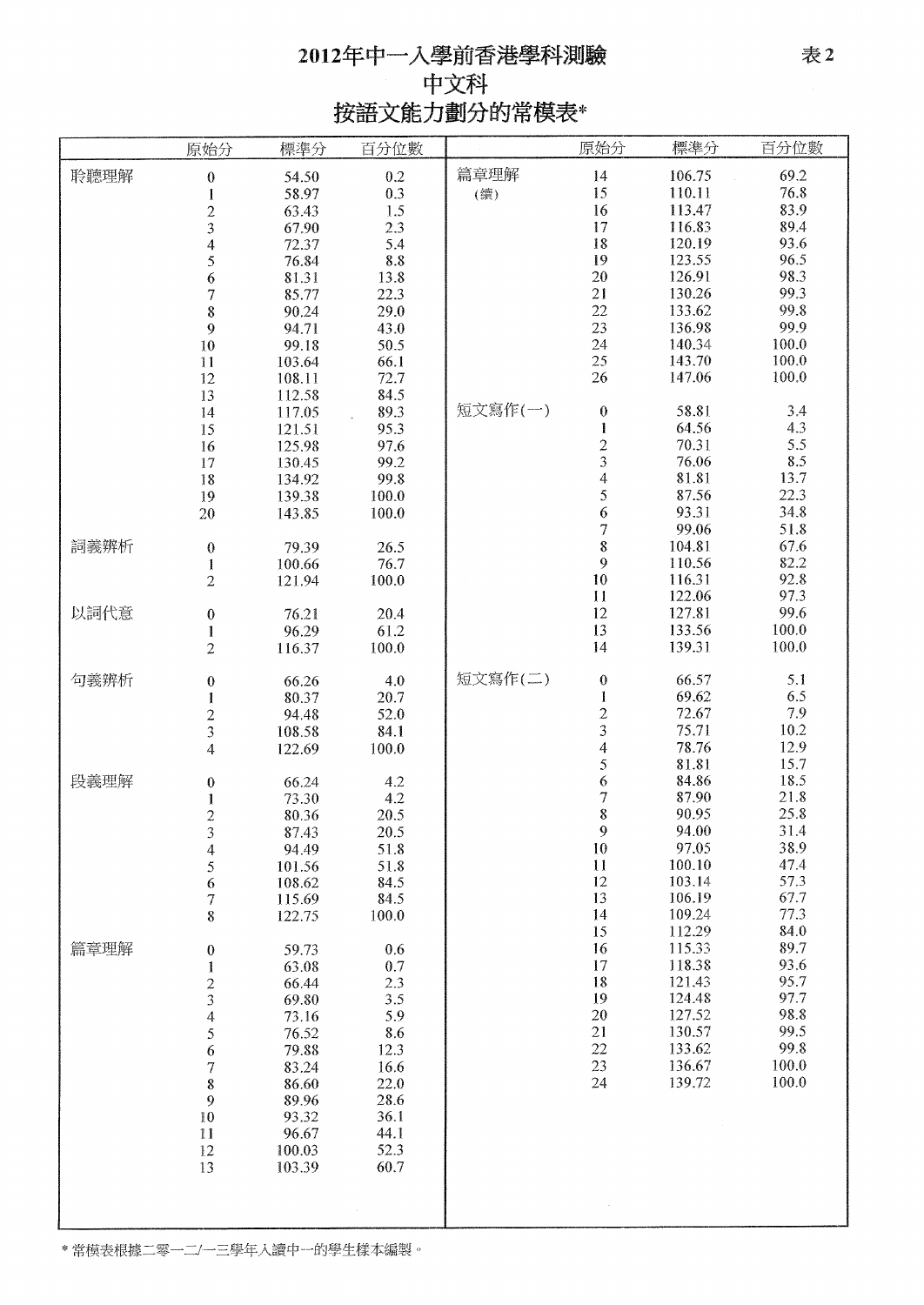# 2012年中一入學前香港學科測驗

## 中文科

## 按語文能力劃分的常模表*

表2

| | 原始分 | 標準分 | 百分位數 |
|---|---|---|---|
| 聆聽理解 | 0 | 54.50 | 0.2 |
| | 1 | 58.97 | 0.3 |
| | 2 | 63.43 | 1.5 |
| | 3 | 67.90 | 2.3 |
| | 4 | 72.37 | 5.4 |
| | 5 | 76.84 | 8.8 |
| | 6 | 81.31 | 13.8 |
| | 7 | 85.77 | 22.3 |
| | 8 | 90.24 | 29.0 |
| | 9 | 94.71 | 43.0 |
| | 10 | 99.18 | 50.5 |
| | 11 | 103.64 | 66.1 |
| | 12 | 108.11 | 72.7 |
| | 13 | 112.58 | 84.5 |
| | 14 | 117.05 | 89.3 |
| | 15 | 121.51 | 95.3 |
| | 16 | 125.98 | 97.6 |
| | 17 | 130.45 | 99.2 |
| | 18 | 134.92 | 99.8 |
| | 19 | 139.38 | 100.0 |
| | 20 | 143.85 | 100.0 |
| 詞義辨析 | 0 | 79.39 | 26.5 |
| | 1 | 100.66 | 76.7 |
| | 2 | 121.94 | 100.0 |
| 以詞代意 | 0 | 76.21 | 20.4 |
| | 1 | 96.29 | 61.2 |
| | 2 | 116.37 | 100.0 |
| 句義辨析 | 0 | 66.26 | 4.0 |
| | 1 | 80.37 | 20.7 |
| | 2 | 94.48 | 52.0 |
| | 3 | 108.58 | 84.1 |
| | 4 | 122.69 | 100.0 |
| 段義理解 | 0 | 66.24 | 4.2 |
| | 1 | 73.30 | 4.2 |
| | 2 | 80.36 | 20.5 |
| | 3 | 87.43 | 20.5 |
| | 4 | 94.49 | 51.8 |
| | 5 | 101.56 | 51.8 |
| | 6 | 108.62 | 84.5 |
| | 7 | 115.69 | 84.5 |
| | 8 | 122.75 | 100.0 |
| 篇章理解 | 0 | 59.73 | 0.6 |
| | 1 | 63.08 | 0.7 |
| | 2 | 66.44 | 2.3 |
| | 3 | 69.80 | 3.5 |
| | 4 | 73.16 | 5.9 |
| | 5 | 76.52 | 8.6 |
| | 6 | 79.88 | 12.3 |
| | 7 | 83.24 | 16.6 |
| | 8 | 86.60 | 22.0 |
| | 9 | 89.96 | 28.6 |
| | 10 | 93.32 | 36.1 |
| | 11 | 96.67 | 44.1 |
| | 12 | 100.03 | 52.3 |
| | 13 | 103.39 | 60.7 |
| 篇章理解 (續) | 14 | 106.75 | 69.2 |
| | 15 | 110.11 | 76.8 |
| | 16 | 113.47 | 83.9 |
| | 17 | 116.83 | 89.4 |
| | 18 | 120.19 | 93.6 |
| | 19 | 123.55 | 96.5 |
| | 20 | 126.91 | 98.3 |
| | 21 | 130.26 | 99.3 |
| | 22 | 133.62 | 99.8 |
| | 23 | 136.98 | 99.9 |
| | 24 | 140.34 | 100.0 |
| | 25 | 143.70 | 100.0 |
| | 26 | 147.06 | 100.0 |
| 短文寫作(一) | 0 | 58.81 | 3.4 |
| | 1 | 64.56 | 4.3 |
| | 2 | 70.31 | 5.5 |
| | 3 | 76.06 | 8.5 |
| | 4 | 81.81 | 13.7 |
| | 5 | 87.56 | 22.3 |
| | 6 | 93.31 | 34.8 |
| | 7 | 99.06 | 51.8 |
| | 8 | 104.81 | 67.6 |
| | 9 | 110.56 | 82.2 |
| | 10 | 116.31 | 92.8 |
| | 11 | 122.06 | 97.3 |
| | 12 | 127.81 | 99.6 |
| | 13 | 133.56 | 100.0 |
| | 14 | 139.31 | 100.0 |
| 短文寫作(二) | 0 | 66.57 | 5.1 |
| | 1 | 69.62 | 6.5 |
| | 2 | 72.67 | 7.9 |
| | 3 | 75.71 | 10.2 |
| | 4 | 78.76 | 12.9 |
| | 5 | 81.81 | 15.7 |
| | 6 | 84.86 | 18.5 |
| | 7 | 87.90 | 21.8 |
| | 8 | 90.95 | 25.8 |
| | 9 | 94.00 | 31.4 |
| | 10 | 97.05 | 38.9 |
| | 11 | 100.10 | 47.4 |
| | 12 | 103.14 | 57.3 |
| | 13 | 106.19 | 67.7 |
| | 14 | 109.24 | 77.3 |
| | 15 | 112.29 | 84.0 |
| | 16 | 115.33 | 89.7 |
| | 17 | 118.38 | 93.6 |
| | 18 | 121.43 | 95.7 |
| | 19 | 124.48 | 97.7 |
| | 20 | 127.52 | 98.8 |
| | 21 | 130.57 | 99.5 |
| | 22 | 133.62 | 99.8 |
| | 23 | 136.67 | 100.0 |
| | 24 | 139.72 | 100.0 |

\* 常模表根據二零一二/一三學年入讀中一的學生樣本編製。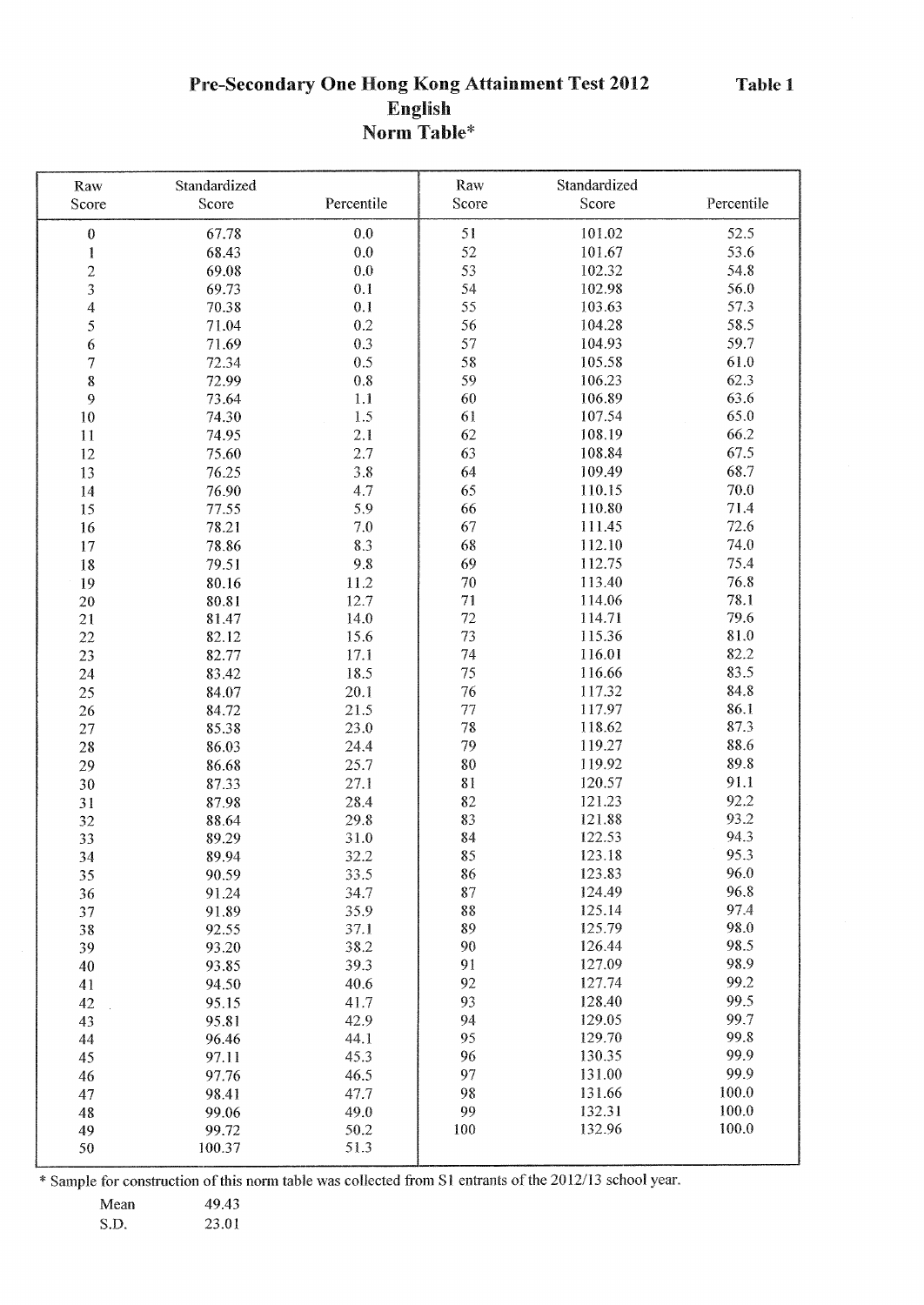# Pre-Secondary One Hong Kong Attainment Test 2012

**Table 1**

## English

## Norm Table*

| Raw Score | Standardized Score | Percentile | Raw Score | Standardized Score | Percentile |
|---|---|---|---|---|---|
| 0 | 67.78 | 0.0 | 51 | 101.02 | 52.5 |
| 1 | 68.43 | 0.0 | 52 | 101.67 | 53.6 |
| 2 | 69.08 | 0.0 | 53 | 102.32 | 54.8 |
| 3 | 69.73 | 0.1 | 54 | 102.98 | 56.0 |
| 4 | 70.38 | 0.1 | 55 | 103.63 | 57.3 |
| 5 | 71.04 | 0.2 | 56 | 104.28 | 58.5 |
| 6 | 71.69 | 0.3 | 57 | 104.93 | 59.7 |
| 7 | 72.34 | 0.5 | 58 | 105.58 | 61.0 |
| 8 | 72.99 | 0.8 | 59 | 106.23 | 62.3 |
| 9 | 73.64 | 1.1 | 60 | 106.89 | 63.6 |
| 10 | 74.30 | 1.5 | 61 | 107.54 | 65.0 |
| 11 | 74.95 | 2.1 | 62 | 108.19 | 66.2 |
| 12 | 75.60 | 2.7 | 63 | 108.84 | 67.5 |
| 13 | 76.25 | 3.8 | 64 | 109.49 | 68.7 |
| 14 | 76.90 | 4.7 | 65 | 110.15 | 70.0 |
| 15 | 77.55 | 5.9 | 66 | 110.80 | 71.4 |
| 16 | 78.21 | 7.0 | 67 | 111.45 | 72.6 |
| 17 | 78.86 | 8.3 | 68 | 112.10 | 74.0 |
| 18 | 79.51 | 9.8 | 69 | 112.75 | 75.4 |
| 19 | 80.16 | 11.2 | 70 | 113.40 | 76.8 |
| 20 | 80.81 | 12.7 | 71 | 114.06 | 78.1 |
| 21 | 81.47 | 14.0 | 72 | 114.71 | 79.6 |
| 22 | 82.12 | 15.6 | 73 | 115.36 | 81.0 |
| 23 | 82.77 | 17.1 | 74 | 116.01 | 82.2 |
| 24 | 83.42 | 18.5 | 75 | 116.66 | 83.5 |
| 25 | 84.07 | 20.1 | 76 | 117.32 | 84.8 |
| 26 | 84.72 | 21.5 | 77 | 117.97 | 86.1 |
| 27 | 85.38 | 23.0 | 78 | 118.62 | 87.3 |
| 28 | 86.03 | 24.4 | 79 | 119.27 | 88.6 |
| 29 | 86.68 | 25.7 | 80 | 119.92 | 89.8 |
| 30 | 87.33 | 27.1 | 81 | 120.57 | 91.1 |
| 31 | 87.98 | 28.4 | 82 | 121.23 | 92.2 |
| 32 | 88.64 | 29.8 | 83 | 121.88 | 93.2 |
| 33 | 89.29 | 31.0 | 84 | 122.53 | 94.3 |
| 34 | 89.94 | 32.2 | 85 | 123.18 | 95.3 |
| 35 | 90.59 | 33.5 | 86 | 123.83 | 96.0 |
| 36 | 91.24 | 34.7 | 87 | 124.49 | 96.8 |
| 37 | 91.89 | 35.9 | 88 | 125.14 | 97.4 |
| 38 | 92.55 | 37.1 | 89 | 125.79 | 98.0 |
| 39 | 93.20 | 38.2 | 90 | 126.44 | 98.5 |
| 40 | 93.85 | 39.3 | 91 | 127.09 | 98.9 |
| 41 | 94.50 | 40.6 | 92 | 127.74 | 99.2 |
| 42 | 95.15 | 41.7 | 93 | 128.40 | 99.5 |
| 43 | 95.81 | 42.9 | 94 | 129.05 | 99.7 |
| 44 | 96.46 | 44.1 | 95 | 129.70 | 99.8 |
| 45 | 97.11 | 45.3 | 96 | 130.35 | 99.9 |
| 46 | 97.76 | 46.5 | 97 | 131.00 | 99.9 |
| 47 | 98.41 | 47.7 | 98 | 131.66 | 100.0 |
| 48 | 99.06 | 49.0 | 99 | 132.31 | 100.0 |
| 49 | 99.72 | 50.2 | 100 | 132.96 | 100.0 |
| 50 | 100.37 | 51.3 | | | |

* Sample for construction of this norm table was collected from S1 entrants of the 2012/13 school year.

| | |
|---|---|
| Mean | 49.43 |
| S.D. | 23.01 |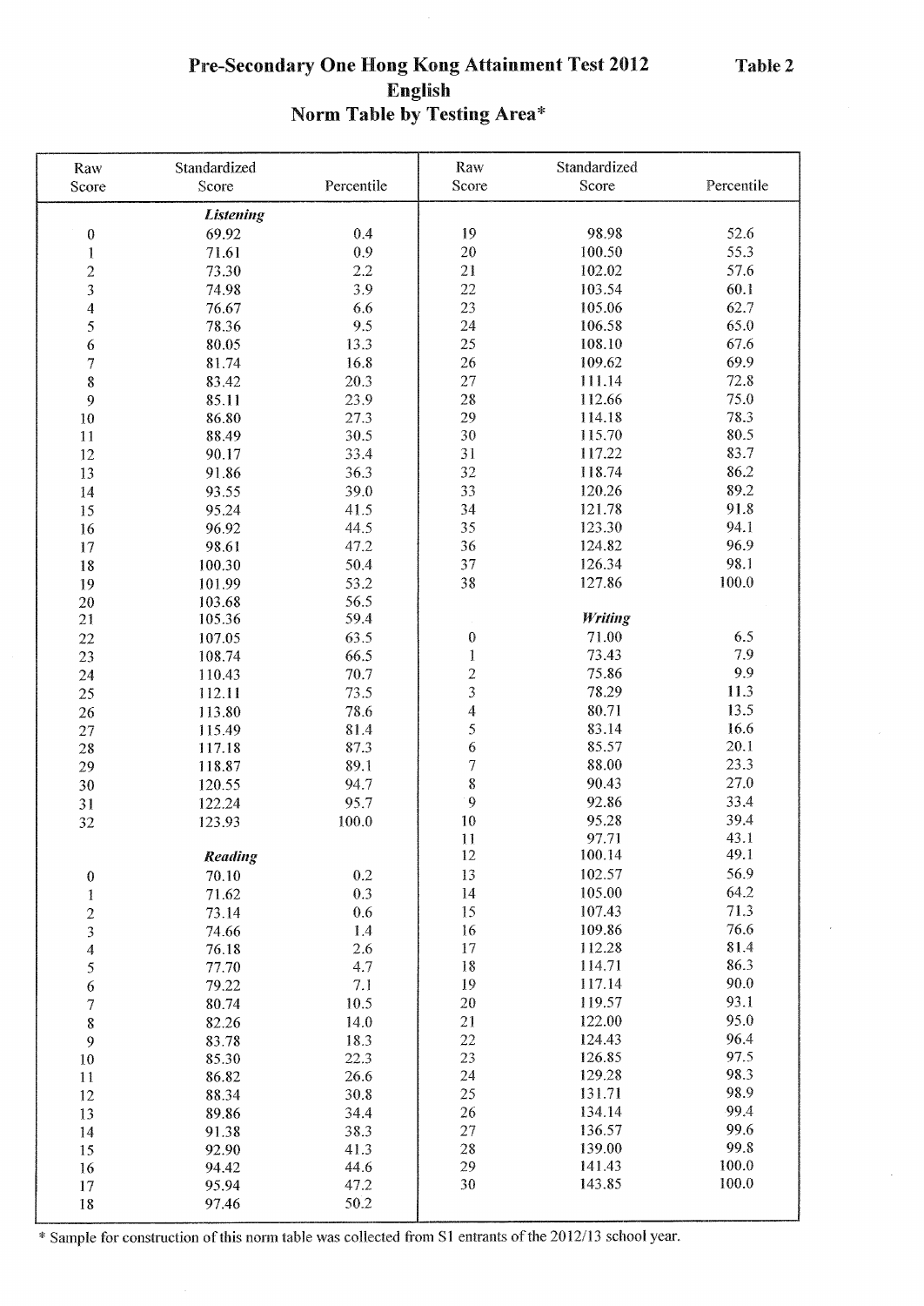# Pre-Secondary One Hong Kong Attainment Test 2012
## English
## Norm Table by Testing Area*

**Table 2**

| Raw Score | Standardized Score | Percentile | Raw Score | Standardized Score | Percentile |
|---|---|---|---|---|---|
| | ***Listening*** | | | | |
| 0 | 69.92 | 0.4 | 19 | 98.98 | 52.6 |
| 1 | 71.61 | 0.9 | 20 | 100.50 | 55.3 |
| 2 | 73.30 | 2.2 | 21 | 102.02 | 57.6 |
| 3 | 74.98 | 3.9 | 22 | 103.54 | 60.1 |
| 4 | 76.67 | 6.6 | 23 | 105.06 | 62.7 |
| 5 | 78.36 | 9.5 | 24 | 106.58 | 65.0 |
| 6 | 80.05 | 13.3 | 25 | 108.10 | 67.6 |
| 7 | 81.74 | 16.8 | 26 | 109.62 | 69.9 |
| 8 | 83.42 | 20.3 | 27 | 111.14 | 72.8 |
| 9 | 85.11 | 23.9 | 28 | 112.66 | 75.0 |
| 10 | 86.80 | 27.3 | 29 | 114.18 | 78.3 |
| 11 | 88.49 | 30.5 | 30 | 115.70 | 80.5 |
| 12 | 90.17 | 33.4 | 31 | 117.22 | 83.7 |
| 13 | 91.86 | 36.3 | 32 | 118.74 | 86.2 |
| 14 | 93.55 | 39.0 | 33 | 120.26 | 89.2 |
| 15 | 95.24 | 41.5 | 34 | 121.78 | 91.8 |
| 16 | 96.92 | 44.5 | 35 | 123.30 | 94.1 |
| 17 | 98.61 | 47.2 | 36 | 124.82 | 96.9 |
| 18 | 100.30 | 50.4 | 37 | 126.34 | 98.1 |
| 19 | 101.99 | 53.2 | 38 | 127.86 | 100.0 |
| 20 | 103.68 | 56.5 | | | |
| 21 | 105.36 | 59.4 | | ***Writing*** | |
| 22 | 107.05 | 63.5 | 0 | 71.00 | 6.5 |
| 23 | 108.74 | 66.5 | 1 | 73.43 | 7.9 |
| 24 | 110.43 | 70.7 | 2 | 75.86 | 9.9 |
| 25 | 112.11 | 73.5 | 3 | 78.29 | 11.3 |
| 26 | 113.80 | 78.6 | 4 | 80.71 | 13.5 |
| 27 | 115.49 | 81.4 | 5 | 83.14 | 16.6 |
| 28 | 117.18 | 87.3 | 6 | 85.57 | 20.1 |
| 29 | 118.87 | 89.1 | 7 | 88.00 | 23.3 |
| 30 | 120.55 | 94.7 | 8 | 90.43 | 27.0 |
| 31 | 122.24 | 95.7 | 9 | 92.86 | 33.4 |
| 32 | 123.93 | 100.0 | 10 | 95.28 | 39.4 |
| | | | 11 | 97.71 | 43.1 |
| | ***Reading*** | | 12 | 100.14 | 49.1 |
| 0 | 70.10 | 0.2 | 13 | 102.57 | 56.9 |
| 1 | 71.62 | 0.3 | 14 | 105.00 | 64.2 |
| 2 | 73.14 | 0.6 | 15 | 107.43 | 71.3 |
| 3 | 74.66 | 1.4 | 16 | 109.86 | 76.6 |
| 4 | 76.18 | 2.6 | 17 | 112.28 | 81.4 |
| 5 | 77.70 | 4.7 | 18 | 114.71 | 86.3 |
| 6 | 79.22 | 7.1 | 19 | 117.14 | 90.0 |
| 7 | 80.74 | 10.5 | 20 | 119.57 | 93.1 |
| 8 | 82.26 | 14.0 | 21 | 122.00 | 95.0 |
| 9 | 83.78 | 18.3 | 22 | 124.43 | 96.4 |
| 10 | 85.30 | 22.3 | 23 | 126.85 | 97.5 |
| 11 | 86.82 | 26.6 | 24 | 129.28 | 98.3 |
| 12 | 88.34 | 30.8 | 25 | 131.71 | 98.9 |
| 13 | 89.86 | 34.4 | 26 | 134.14 | 99.4 |
| 14 | 91.38 | 38.3 | 27 | 136.57 | 99.6 |
| 15 | 92.90 | 41.3 | 28 | 139.00 | 99.8 |
| 16 | 94.42 | 44.6 | 29 | 141.43 | 100.0 |
| 17 | 95.94 | 47.2 | 30 | 143.85 | 100.0 |
| 18 | 97.46 | 50.2 | | | |

\* Sample for construction of this norm table was collected from S1 entrants of the 2012/13 school year.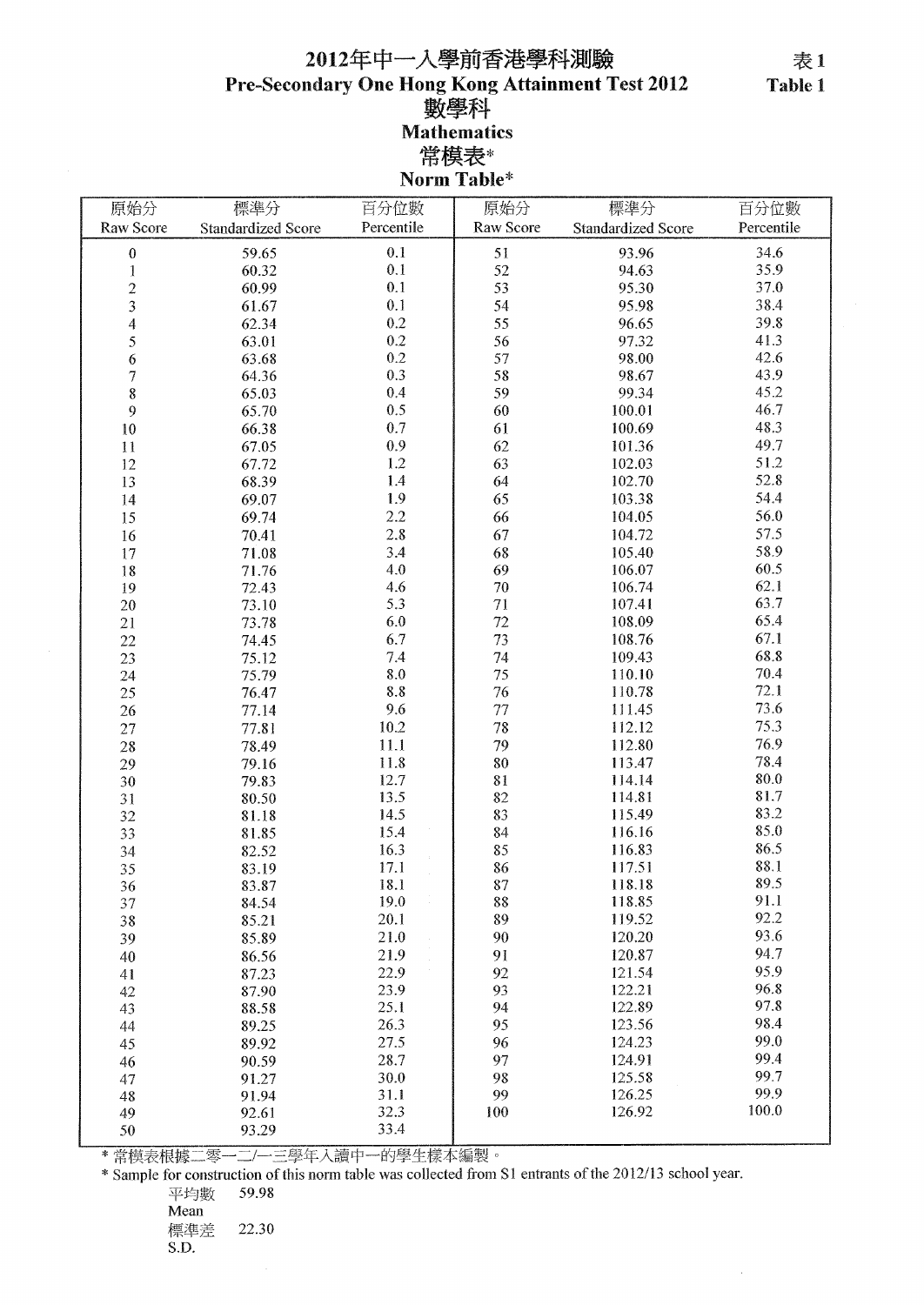# 2012年中一入學前香港學科測驗
# Pre-Secondary One Hong Kong Attainment Test 2012

表 1
Table 1

## 數學科
## Mathematics

## 常模表*
## Norm Table*

| 原始分<br>Raw Score | 標準分<br>Standardized Score | 百分位數<br>Percentile | 原始分<br>Raw Score | 標準分<br>Standardized Score | 百分位數<br>Percentile |
|---|---|---|---|---|---|
| 0 | 59.65 | 0.1 | 51 | 93.96 | 34.6 |
| 1 | 60.32 | 0.1 | 52 | 94.63 | 35.9 |
| 2 | 60.99 | 0.1 | 53 | 95.30 | 37.0 |
| 3 | 61.67 | 0.1 | 54 | 95.98 | 38.4 |
| 4 | 62.34 | 0.2 | 55 | 96.65 | 39.8 |
| 5 | 63.01 | 0.2 | 56 | 97.32 | 41.3 |
| 6 | 63.68 | 0.2 | 57 | 98.00 | 42.6 |
| 7 | 64.36 | 0.3 | 58 | 98.67 | 43.9 |
| 8 | 65.03 | 0.4 | 59 | 99.34 | 45.2 |
| 9 | 65.70 | 0.5 | 60 | 100.01 | 46.7 |
| 10 | 66.38 | 0.7 | 61 | 100.69 | 48.3 |
| 11 | 67.05 | 0.9 | 62 | 101.36 | 49.7 |
| 12 | 67.72 | 1.2 | 63 | 102.03 | 51.2 |
| 13 | 68.39 | 1.4 | 64 | 102.70 | 52.8 |
| 14 | 69.07 | 1.9 | 65 | 103.38 | 54.4 |
| 15 | 69.74 | 2.2 | 66 | 104.05 | 56.0 |
| 16 | 70.41 | 2.8 | 67 | 104.72 | 57.5 |
| 17 | 71.08 | 3.4 | 68 | 105.40 | 58.9 |
| 18 | 71.76 | 4.0 | 69 | 106.07 | 60.5 |
| 19 | 72.43 | 4.6 | 70 | 106.74 | 62.1 |
| 20 | 73.10 | 5.3 | 71 | 107.41 | 63.7 |
| 21 | 73.78 | 6.0 | 72 | 108.09 | 65.4 |
| 22 | 74.45 | 6.7 | 73 | 108.76 | 67.1 |
| 23 | 75.12 | 7.4 | 74 | 109.43 | 68.8 |
| 24 | 75.79 | 8.0 | 75 | 110.10 | 70.4 |
| 25 | 76.47 | 8.8 | 76 | 110.78 | 72.1 |
| 26 | 77.14 | 9.6 | 77 | 111.45 | 73.6 |
| 27 | 77.81 | 10.2 | 78 | 112.12 | 75.3 |
| 28 | 78.49 | 11.1 | 79 | 112.80 | 76.9 |
| 29 | 79.16 | 11.8 | 80 | 113.47 | 78.4 |
| 30 | 79.83 | 12.7 | 81 | 114.14 | 80.0 |
| 31 | 80.50 | 13.5 | 82 | 114.81 | 81.7 |
| 32 | 81.18 | 14.5 | 83 | 115.49 | 83.2 |
| 33 | 81.85 | 15.4 | 84 | 116.16 | 85.0 |
| 34 | 82.52 | 16.3 | 85 | 116.83 | 86.5 |
| 35 | 83.19 | 17.1 | 86 | 117.51 | 88.1 |
| 36 | 83.87 | 18.1 | 87 | 118.18 | 89.5 |
| 37 | 84.54 | 19.0 | 88 | 118.85 | 91.1 |
| 38 | 85.21 | 20.1 | 89 | 119.52 | 92.2 |
| 39 | 85.89 | 21.0 | 90 | 120.20 | 93.6 |
| 40 | 86.56 | 21.9 | 91 | 120.87 | 94.7 |
| 41 | 87.23 | 22.9 | 92 | 121.54 | 95.9 |
| 42 | 87.90 | 23.9 | 93 | 122.21 | 96.8 |
| 43 | 88.58 | 25.1 | 94 | 122.89 | 97.8 |
| 44 | 89.25 | 26.3 | 95 | 123.56 | 98.4 |
| 45 | 89.92 | 27.5 | 96 | 124.23 | 99.0 |
| 46 | 90.59 | 28.7 | 97 | 124.91 | 99.4 |
| 47 | 91.27 | 30.0 | 98 | 125.58 | 99.7 |
| 48 | 91.94 | 31.1 | 99 | 126.25 | 99.9 |
| 49 | 92.61 | 32.3 | 100 | 126.92 | 100.0 |
| 50 | 93.29 | 33.4 | | | |

\* 常模表根據二零一二/一三學年入讀中一的學生樣本編製。

\* Sample for construction of this norm table was collected from S1 entrants of the 2012/13 school year.

平均數 Mean 59.98

標準差 S.D. 22.30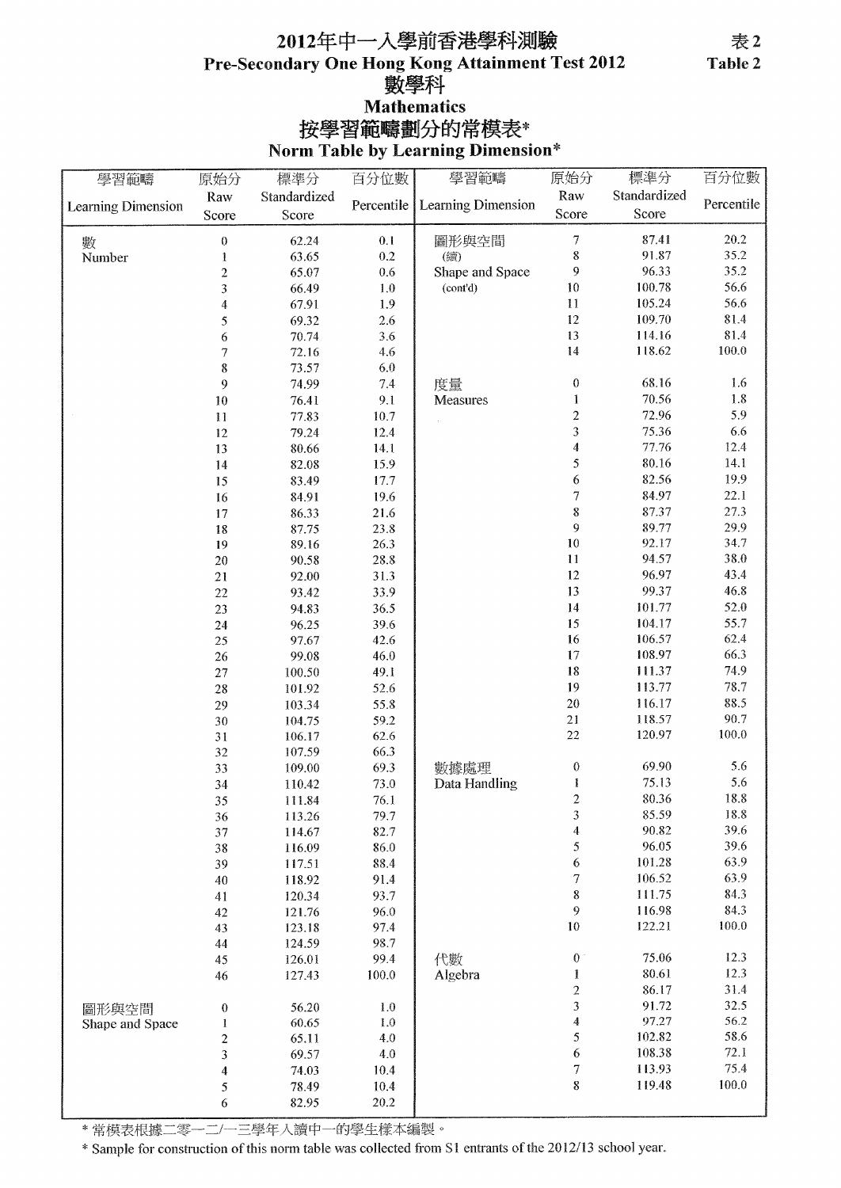# 2012年中一入學前香港學科測驗
# Pre-Secondary One Hong Kong Attainment Test 2012

表 2
Table 2

## 數學科
## Mathematics

### 按學習範疇劃分的常模表*
### Norm Table by Learning Dimension*

| 學習範疇 Learning Dimension | 原始分 Raw Score | 標準分 Standardized Score | 百分位數 Percentile |
|---|---|---|---|
| 數 Number | 0 | 62.24 | 0.1 |
| | 1 | 63.65 | 0.2 |
| | 2 | 65.07 | 0.6 |
| | 3 | 66.49 | 1.0 |
| | 4 | 67.91 | 1.9 |
| | 5 | 69.32 | 2.6 |
| | 6 | 70.74 | 3.6 |
| | 7 | 72.16 | 4.6 |
| | 8 | 73.57 | 6.0 |
| | 9 | 74.99 | 7.4 |
| | 10 | 76.41 | 9.1 |
| | 11 | 77.83 | 10.7 |
| | 12 | 79.24 | 12.4 |
| | 13 | 80.66 | 14.1 |
| | 14 | 82.08 | 15.9 |
| | 15 | 83.49 | 17.7 |
| | 16 | 84.91 | 19.6 |
| | 17 | 86.33 | 21.6 |
| | 18 | 87.75 | 23.8 |
| | 19 | 89.16 | 26.3 |
| | 20 | 90.58 | 28.8 |
| | 21 | 92.00 | 31.3 |
| | 22 | 93.42 | 33.9 |
| | 23 | 94.83 | 36.5 |
| | 24 | 96.25 | 39.6 |
| | 25 | 97.67 | 42.6 |
| | 26 | 99.08 | 46.0 |
| | 27 | 100.50 | 49.1 |
| | 28 | 101.92 | 52.6 |
| | 29 | 103.34 | 55.8 |
| | 30 | 104.75 | 59.2 |
| | 31 | 106.17 | 62.6 |
| | 32 | 107.59 | 66.3 |
| | 33 | 109.00 | 69.3 |
| | 34 | 110.42 | 73.0 |
| | 35 | 111.84 | 76.1 |
| | 36 | 113.26 | 79.7 |
| | 37 | 114.67 | 82.7 |
| | 38 | 116.09 | 86.0 |
| | 39 | 117.51 | 88.4 |
| | 40 | 118.92 | 91.4 |
| | 41 | 120.34 | 93.7 |
| | 42 | 121.76 | 96.0 |
| | 43 | 123.18 | 97.4 |
| | 44 | 124.59 | 98.7 |
| | 45 | 126.01 | 99.4 |
| | 46 | 127.43 | 100.0 |
| 圖形與空間 Shape and Space | 0 | 56.20 | 1.0 |
| | 1 | 60.65 | 1.0 |
| | 2 | 65.11 | 4.0 |
| | 3 | 69.57 | 4.0 |
| | 4 | 74.03 | 10.4 |
| | 5 | 78.49 | 10.4 |
| | 6 | 82.95 | 20.2 |
| | 7 | 87.41 | 20.2 |
| | 8 | 91.87 | 35.2 |
| | 9 | 96.33 | 35.2 |
| | 10 | 100.78 | 56.6 |
| | 11 | 105.24 | 56.6 |
| | 12 | 109.70 | 81.4 |
| | 13 | 114.16 | 81.4 |
| | 14 | 118.62 | 100.0 |
| 度量 Measures | 0 | 68.16 | 1.6 |
| | 1 | 70.56 | 1.8 |
| | 2 | 72.96 | 5.9 |
| | 3 | 75.36 | 6.6 |
| | 4 | 77.76 | 12.4 |
| | 5 | 80.16 | 14.1 |
| | 6 | 82.56 | 19.9 |
| | 7 | 84.97 | 22.1 |
| | 8 | 87.37 | 27.3 |
| | 9 | 89.77 | 29.9 |
| | 10 | 92.17 | 34.7 |
| | 11 | 94.57 | 38.0 |
| | 12 | 96.97 | 43.4 |
| | 13 | 99.37 | 46.8 |
| | 14 | 101.77 | 52.0 |
| | 15 | 104.17 | 55.7 |
| | 16 | 106.57 | 62.4 |
| | 17 | 108.97 | 66.3 |
| | 18 | 111.37 | 74.9 |
| | 19 | 113.77 | 78.7 |
| | 20 | 116.17 | 88.5 |
| | 21 | 118.57 | 90.7 |
| | 22 | 120.97 | 100.0 |
| 數據處理 Data Handling | 0 | 69.90 | 5.6 |
| | 1 | 75.13 | 5.6 |
| | 2 | 80.36 | 18.8 |
| | 3 | 85.59 | 18.8 |
| | 4 | 90.82 | 39.6 |
| | 5 | 96.05 | 39.6 |
| | 6 | 101.28 | 63.9 |
| | 7 | 106.52 | 63.9 |
| | 8 | 111.75 | 84.3 |
| | 9 | 116.98 | 84.3 |
| | 10 | 122.21 | 100.0 |
| 代數 Algebra | 0 | 75.06 | 12.3 |
| | 1 | 80.61 | 12.3 |
| | 2 | 86.17 | 31.4 |
| | 3 | 91.72 | 32.5 |
| | 4 | 97.27 | 56.2 |
| | 5 | 102.82 | 58.6 |
| | 6 | 108.38 | 72.1 |
| | 7 | 113.93 | 75.4 |
| | 8 | 119.48 | 100.0 |

* 常模表根據二零一二/一三學年入讀中一的學生樣本編製。

* Sample for construction of this norm table was collected from S1 entrants of the 2012/13 school year.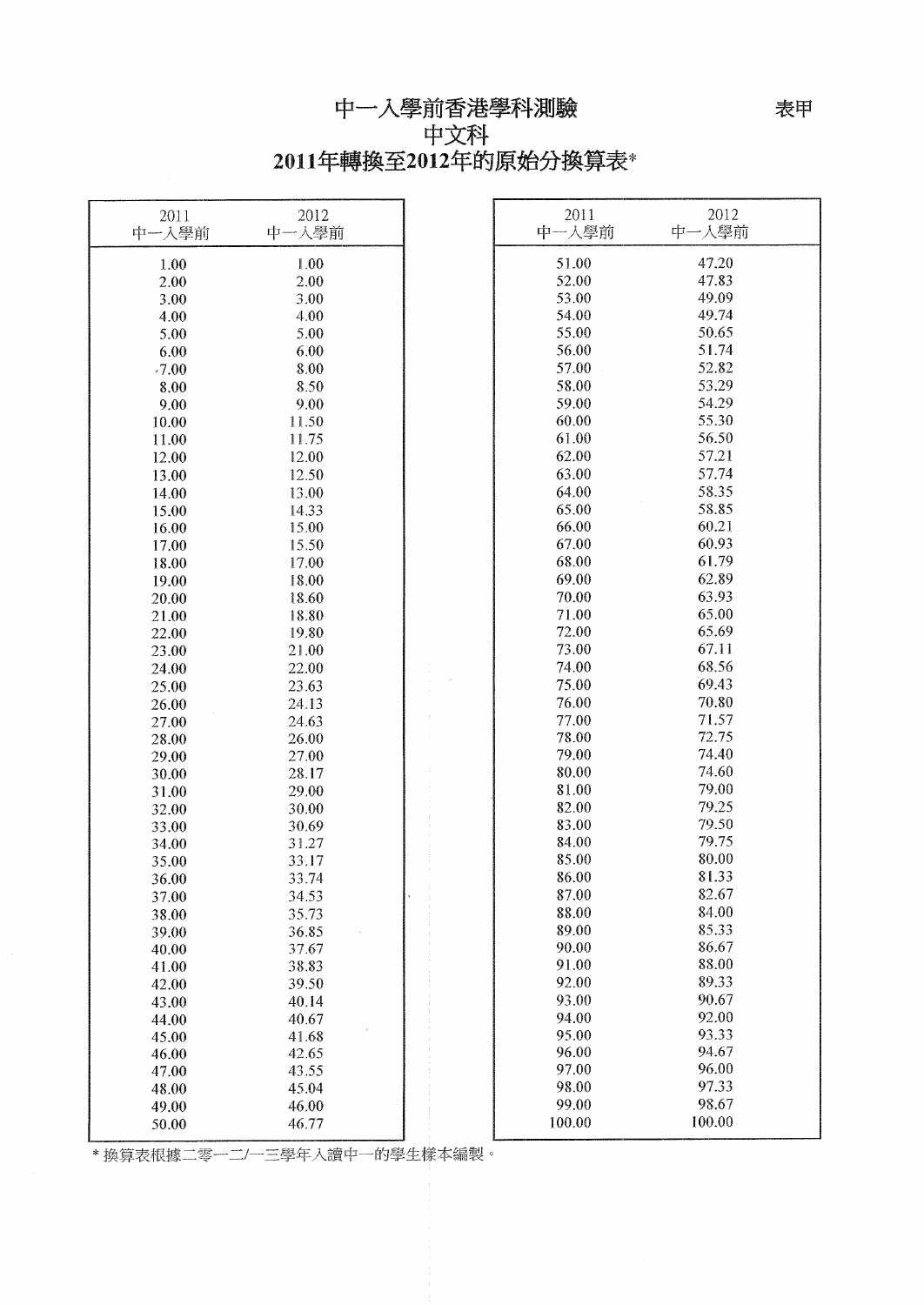# 中一入學前香港學科測驗

表甲

## 中文科

## 2011年轉換至2012年的原始分換算表*

| 2011 中一入學前 | 2012 中一入學前 | 2011 中一入學前 | 2012 中一入學前 |
|---|---|---|---|
| 1.00 | 1.00 | 51.00 | 47.20 |
| 2.00 | 2.00 | 52.00 | 47.83 |
| 3.00 | 3.00 | 53.00 | 49.09 |
| 4.00 | 4.00 | 54.00 | 49.74 |
| 5.00 | 5.00 | 55.00 | 50.65 |
| 6.00 | 6.00 | 56.00 | 51.74 |
| 7.00 | 8.00 | 57.00 | 52.82 |
| 8.00 | 8.50 | 58.00 | 53.29 |
| 9.00 | 9.00 | 59.00 | 54.29 |
| 10.00 | 11.50 | 60.00 | 55.30 |
| 11.00 | 11.75 | 61.00 | 56.50 |
| 12.00 | 12.00 | 62.00 | 57.21 |
| 13.00 | 12.50 | 63.00 | 57.74 |
| 14.00 | 13.00 | 64.00 | 58.35 |
| 15.00 | 14.33 | 65.00 | 58.85 |
| 16.00 | 15.00 | 66.00 | 60.21 |
| 17.00 | 15.50 | 67.00 | 60.93 |
| 18.00 | 17.00 | 68.00 | 61.79 |
| 19.00 | 18.00 | 69.00 | 62.89 |
| 20.00 | 18.60 | 70.00 | 63.93 |
| 21.00 | 18.80 | 71.00 | 65.00 |
| 22.00 | 19.80 | 72.00 | 65.69 |
| 23.00 | 21.00 | 73.00 | 67.11 |
| 24.00 | 22.00 | 74.00 | 68.56 |
| 25.00 | 23.63 | 75.00 | 69.43 |
| 26.00 | 24.13 | 76.00 | 70.80 |
| 27.00 | 24.63 | 77.00 | 71.57 |
| 28.00 | 26.00 | 78.00 | 72.75 |
| 29.00 | 27.00 | 79.00 | 74.40 |
| 30.00 | 28.17 | 80.00 | 74.60 |
| 31.00 | 29.00 | 81.00 | 79.00 |
| 32.00 | 30.00 | 82.00 | 79.25 |
| 33.00 | 30.69 | 83.00 | 79.50 |
| 34.00 | 31.27 | 84.00 | 79.75 |
| 35.00 | 33.17 | 85.00 | 80.00 |
| 36.00 | 33.74 | 86.00 | 81.33 |
| 37.00 | 34.53 | 87.00 | 82.67 |
| 38.00 | 35.73 | 88.00 | 84.00 |
| 39.00 | 36.85 | 89.00 | 85.33 |
| 40.00 | 37.67 | 90.00 | 86.67 |
| 41.00 | 38.83 | 91.00 | 88.00 |
| 42.00 | 39.50 | 92.00 | 89.33 |
| 43.00 | 40.14 | 93.00 | 90.67 |
| 44.00 | 40.67 | 94.00 | 92.00 |
| 45.00 | 41.68 | 95.00 | 93.33 |
| 46.00 | 42.65 | 96.00 | 94.67 |
| 47.00 | 43.55 | 97.00 | 96.00 |
| 48.00 | 45.04 | 98.00 | 97.33 |
| 49.00 | 46.00 | 99.00 | 98.67 |
| 50.00 | 46.77 | 100.00 | 100.00 |

* 換算表根據二零一二/一三學年入讀中一的學生樣本編製。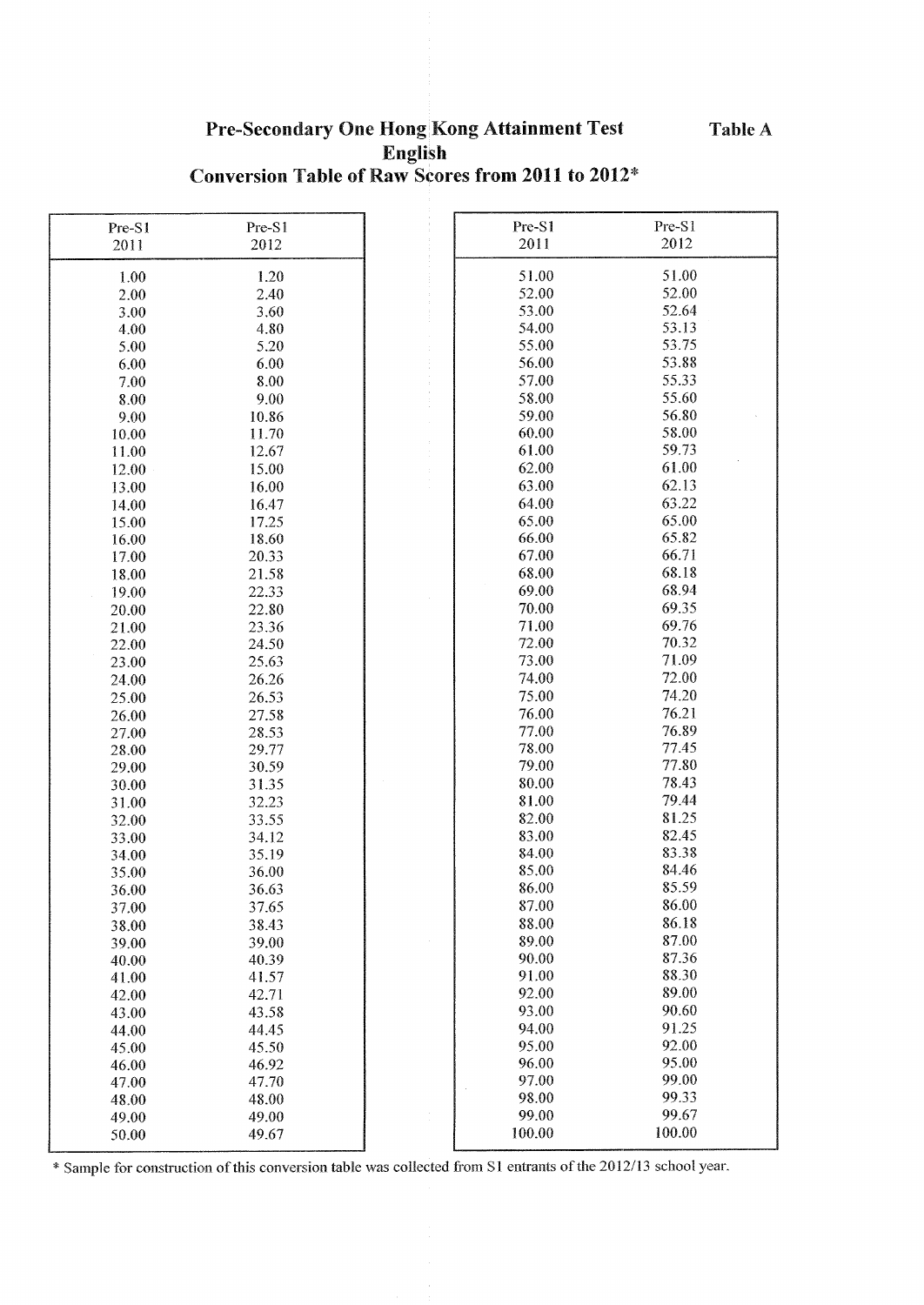**Table A**

# Pre-Secondary One Hong Kong Attainment Test
## English
## Conversion Table of Raw Scores from 2011 to 2012*

| Pre-S1 2011 | Pre-S1 2012 | Pre-S1 2011 | Pre-S1 2012 |
|---|---|---|---|
| 1.00 | 1.20 | 51.00 | 51.00 |
| 2.00 | 2.40 | 52.00 | 52.00 |
| 3.00 | 3.60 | 53.00 | 52.64 |
| 4.00 | 4.80 | 54.00 | 53.13 |
| 5.00 | 5.20 | 55.00 | 53.75 |
| 6.00 | 6.00 | 56.00 | 53.88 |
| 7.00 | 8.00 | 57.00 | 55.33 |
| 8.00 | 9.00 | 58.00 | 55.60 |
| 9.00 | 10.86 | 59.00 | 56.80 |
| 10.00 | 11.70 | 60.00 | 58.00 |
| 11.00 | 12.67 | 61.00 | 59.73 |
| 12.00 | 15.00 | 62.00 | 61.00 |
| 13.00 | 16.00 | 63.00 | 62.13 |
| 14.00 | 16.47 | 64.00 | 63.22 |
| 15.00 | 17.25 | 65.00 | 65.00 |
| 16.00 | 18.60 | 66.00 | 65.82 |
| 17.00 | 20.33 | 67.00 | 66.71 |
| 18.00 | 21.58 | 68.00 | 68.18 |
| 19.00 | 22.33 | 69.00 | 68.94 |
| 20.00 | 22.80 | 70.00 | 69.35 |
| 21.00 | 23.36 | 71.00 | 69.76 |
| 22.00 | 24.50 | 72.00 | 70.32 |
| 23.00 | 25.63 | 73.00 | 71.09 |
| 24.00 | 26.26 | 74.00 | 72.00 |
| 25.00 | 26.53 | 75.00 | 74.20 |
| 26.00 | 27.58 | 76.00 | 76.21 |
| 27.00 | 28.53 | 77.00 | 76.89 |
| 28.00 | 29.77 | 78.00 | 77.45 |
| 29.00 | 30.59 | 79.00 | 77.80 |
| 30.00 | 31.35 | 80.00 | 78.43 |
| 31.00 | 32.23 | 81.00 | 79.44 |
| 32.00 | 33.55 | 82.00 | 81.25 |
| 33.00 | 34.12 | 83.00 | 82.45 |
| 34.00 | 35.19 | 84.00 | 83.38 |
| 35.00 | 36.00 | 85.00 | 84.46 |
| 36.00 | 36.63 | 86.00 | 85.59 |
| 37.00 | 37.65 | 87.00 | 86.00 |
| 38.00 | 38.43 | 88.00 | 86.18 |
| 39.00 | 39.00 | 89.00 | 87.00 |
| 40.00 | 40.39 | 90.00 | 87.36 |
| 41.00 | 41.57 | 91.00 | 88.30 |
| 42.00 | 42.71 | 92.00 | 89.00 |
| 43.00 | 43.58 | 93.00 | 90.60 |
| 44.00 | 44.45 | 94.00 | 91.25 |
| 45.00 | 45.50 | 95.00 | 92.00 |
| 46.00 | 46.92 | 96.00 | 95.00 |
| 47.00 | 47.70 | 97.00 | 99.00 |
| 48.00 | 48.00 | 98.00 | 99.33 |
| 49.00 | 49.00 | 99.00 | 99.67 |
| 50.00 | 49.67 | 100.00 | 100.00 |

\* Sample for construction of this conversion table was collected from S1 entrants of the 2012/13 school year.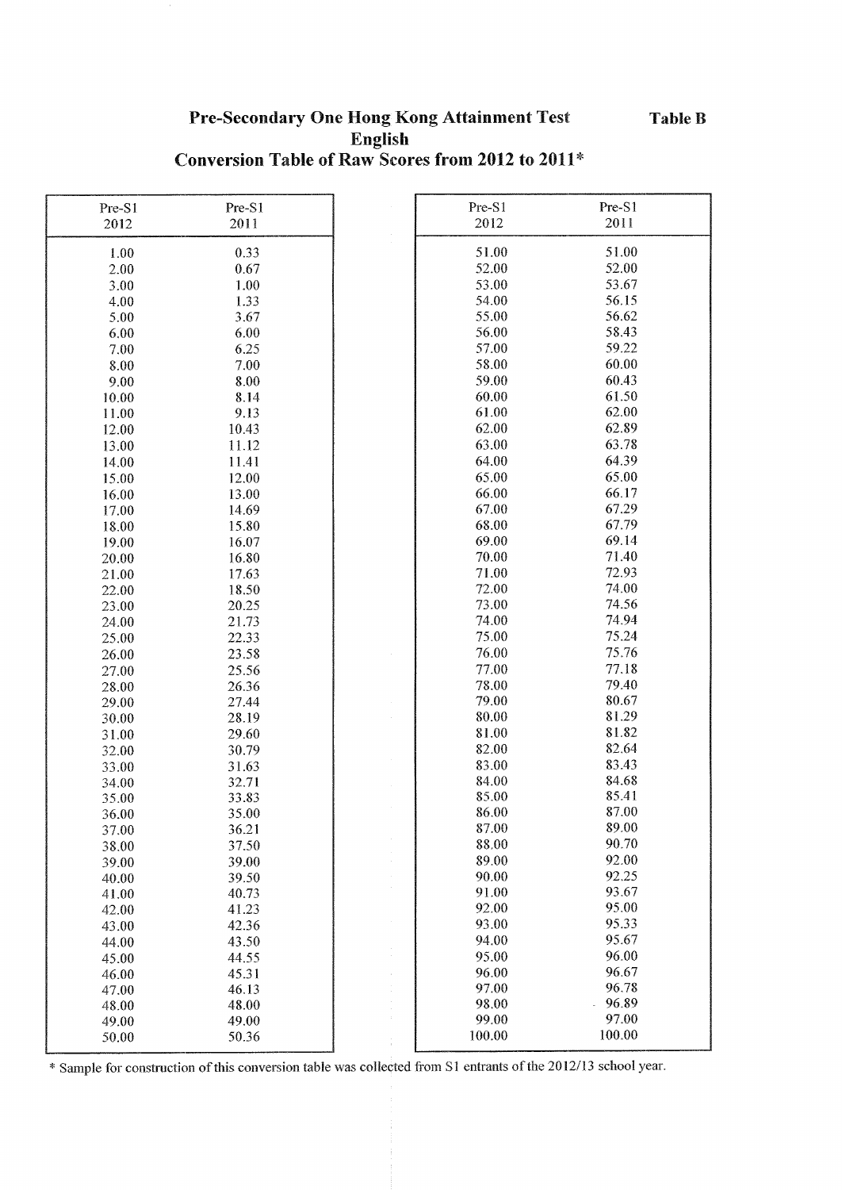# Pre-Secondary One Hong Kong Attainment Test

**Table B**

## English

## Conversion Table of Raw Scores from 2012 to 2011*

| Pre-S1 2012 | Pre-S1 2011 |
|---|---|
| 1.00 | 0.33 |
| 2.00 | 0.67 |
| 3.00 | 1.00 |
| 4.00 | 1.33 |
| 5.00 | 3.67 |
| 6.00 | 6.00 |
| 7.00 | 6.25 |
| 8.00 | 7.00 |
| 9.00 | 8.00 |
| 10.00 | 8.14 |
| 11.00 | 9.13 |
| 12.00 | 10.43 |
| 13.00 | 11.12 |
| 14.00 | 11.41 |
| 15.00 | 12.00 |
| 16.00 | 13.00 |
| 17.00 | 14.69 |
| 18.00 | 15.80 |
| 19.00 | 16.07 |
| 20.00 | 16.80 |
| 21.00 | 17.63 |
| 22.00 | 18.50 |
| 23.00 | 20.25 |
| 24.00 | 21.73 |
| 25.00 | 22.33 |
| 26.00 | 23.58 |
| 27.00 | 25.56 |
| 28.00 | 26.36 |
| 29.00 | 27.44 |
| 30.00 | 28.19 |
| 31.00 | 29.60 |
| 32.00 | 30.79 |
| 33.00 | 31.63 |
| 34.00 | 32.71 |
| 35.00 | 33.83 |
| 36.00 | 35.00 |
| 37.00 | 36.21 |
| 38.00 | 37.50 |
| 39.00 | 39.00 |
| 40.00 | 39.50 |
| 41.00 | 40.73 |
| 42.00 | 41.23 |
| 43.00 | 42.36 |
| 44.00 | 43.50 |
| 45.00 | 44.55 |
| 46.00 | 45.31 |
| 47.00 | 46.13 |
| 48.00 | 48.00 |
| 49.00 | 49.00 |
| 50.00 | 50.36 |
| 51.00 | 51.00 |
| 52.00 | 52.00 |
| 53.00 | 53.67 |
| 54.00 | 56.15 |
| 55.00 | 56.62 |
| 56.00 | 58.43 |
| 57.00 | 59.22 |
| 58.00 | 60.00 |
| 59.00 | 60.43 |
| 60.00 | 61.50 |
| 61.00 | 62.00 |
| 62.00 | 62.89 |
| 63.00 | 63.78 |
| 64.00 | 64.39 |
| 65.00 | 65.00 |
| 66.00 | 66.17 |
| 67.00 | 67.29 |
| 68.00 | 67.79 |
| 69.00 | 69.14 |
| 70.00 | 71.40 |
| 71.00 | 72.93 |
| 72.00 | 74.00 |
| 73.00 | 74.56 |
| 74.00 | 74.94 |
| 75.00 | 75.24 |
| 76.00 | 75.76 |
| 77.00 | 77.18 |
| 78.00 | 79.40 |
| 79.00 | 80.67 |
| 80.00 | 81.29 |
| 81.00 | 81.82 |
| 82.00 | 82.64 |
| 83.00 | 83.43 |
| 84.00 | 84.68 |
| 85.00 | 85.41 |
| 86.00 | 87.00 |
| 87.00 | 89.00 |
| 88.00 | 90.70 |
| 89.00 | 92.00 |
| 90.00 | 92.25 |
| 91.00 | 93.67 |
| 92.00 | 95.00 |
| 93.00 | 95.33 |
| 94.00 | 95.67 |
| 95.00 | 96.00 |
| 96.00 | 96.67 |
| 97.00 | 96.78 |
| 98.00 | 96.89 |
| 99.00 | 97.00 |
| 100.00 | 100.00 |

* Sample for construction of this conversion table was collected from S1 entrants of the 2012/13 school year.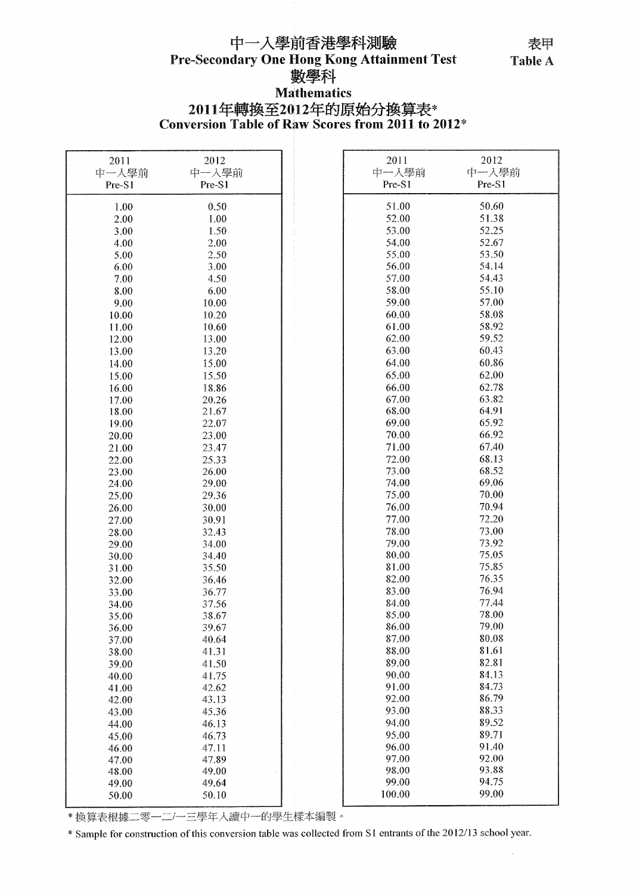# 中一入學前香港學科測驗
# Pre-Secondary One Hong Kong Attainment Test

表甲
Table A

## 數學科
## Mathematics

### 2011年轉換至2012年的原始分換算表*
### Conversion Table of Raw Scores from 2011 to 2012*

| 2011 中一入學前 Pre-S1 | 2012 中一入學前 Pre-S1 |
|---|---|
| 1.00 | 0.50 |
| 2.00 | 1.00 |
| 3.00 | 1.50 |
| 4.00 | 2.00 |
| 5.00 | 2.50 |
| 6.00 | 3.00 |
| 7.00 | 4.50 |
| 8.00 | 6.00 |
| 9.00 | 10.00 |
| 10.00 | 10.20 |
| 11.00 | 10.60 |
| 12.00 | 13.00 |
| 13.00 | 13.20 |
| 14.00 | 15.00 |
| 15.00 | 15.50 |
| 16.00 | 18.86 |
| 17.00 | 20.26 |
| 18.00 | 21.67 |
| 19.00 | 22.07 |
| 20.00 | 23.00 |
| 21.00 | 23.47 |
| 22.00 | 25.33 |
| 23.00 | 26.00 |
| 24.00 | 29.00 |
| 25.00 | 29.36 |
| 26.00 | 30.00 |
| 27.00 | 30.91 |
| 28.00 | 32.43 |
| 29.00 | 34.00 |
| 30.00 | 34.40 |
| 31.00 | 35.50 |
| 32.00 | 36.46 |
| 33.00 | 36.77 |
| 34.00 | 37.56 |
| 35.00 | 38.67 |
| 36.00 | 39.67 |
| 37.00 | 40.64 |
| 38.00 | 41.31 |
| 39.00 | 41.50 |
| 40.00 | 41.75 |
| 41.00 | 42.62 |
| 42.00 | 43.13 |
| 43.00 | 45.36 |
| 44.00 | 46.13 |
| 45.00 | 46.73 |
| 46.00 | 47.11 |
| 47.00 | 47.89 |
| 48.00 | 49.00 |
| 49.00 | 49.64 |
| 50.00 | 50.10 |
| 51.00 | 50.60 |
| 52.00 | 51.38 |
| 53.00 | 52.25 |
| 54.00 | 52.67 |
| 55.00 | 53.50 |
| 56.00 | 54.14 |
| 57.00 | 54.43 |
| 58.00 | 55.10 |
| 59.00 | 57.00 |
| 60.00 | 58.08 |
| 61.00 | 58.92 |
| 62.00 | 59.52 |
| 63.00 | 60.43 |
| 64.00 | 60.86 |
| 65.00 | 62.00 |
| 66.00 | 62.78 |
| 67.00 | 63.82 |
| 68.00 | 64.91 |
| 69.00 | 65.92 |
| 70.00 | 66.92 |
| 71.00 | 67.40 |
| 72.00 | 68.13 |
| 73.00 | 68.52 |
| 74.00 | 69.06 |
| 75.00 | 70.00 |
| 76.00 | 70.94 |
| 77.00 | 72.20 |
| 78.00 | 73.00 |
| 79.00 | 73.92 |
| 80.00 | 75.05 |
| 81.00 | 75.85 |
| 82.00 | 76.35 |
| 83.00 | 76.94 |
| 84.00 | 77.44 |
| 85.00 | 78.00 |
| 86.00 | 79.00 |
| 87.00 | 80.08 |
| 88.00 | 81.61 |
| 89.00 | 82.81 |
| 90.00 | 84.13 |
| 91.00 | 84.73 |
| 92.00 | 86.79 |
| 93.00 | 88.33 |
| 94.00 | 89.52 |
| 95.00 | 89.71 |
| 96.00 | 91.40 |
| 97.00 | 92.00 |
| 98.00 | 93.88 |
| 99.00 | 94.75 |
| 100.00 | 99.00 |

* 換算表根據二零一二/一三學年入讀中一的學生樣本編製。

* Sample for construction of this conversion table was collected from S1 entrants of the 2012/13 school year.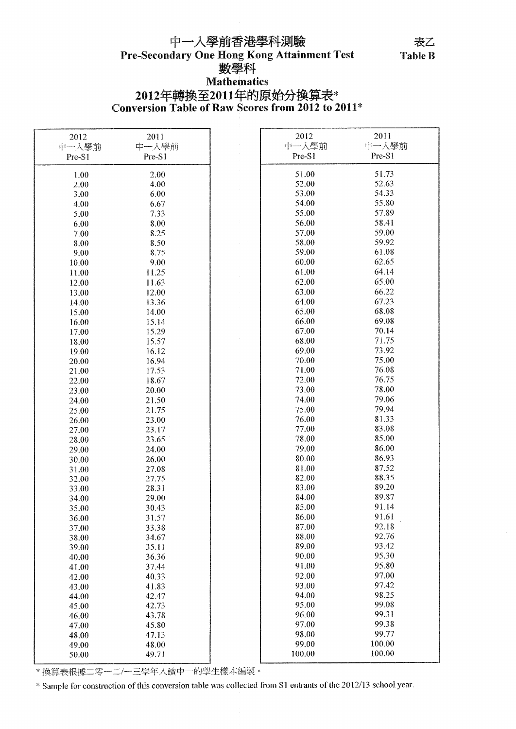表乙
**Table B**

# 中一入學前香港學科測驗
# Pre-Secondary One Hong Kong Attainment Test
## 數學科
## Mathematics
## 2012年轉換至2011年的原始分換算表*
## Conversion Table of Raw Scores from 2012 to 2011*

| 2012 中一入學前 Pre-S1 | 2011 中一入學前 Pre-S1 |
|---|---|
| 1.00 | 2.00 |
| 2.00 | 4.00 |
| 3.00 | 6.00 |
| 4.00 | 6.67 |
| 5.00 | 7.33 |
| 6.00 | 8.00 |
| 7.00 | 8.25 |
| 8.00 | 8.50 |
| 9.00 | 8.75 |
| 10.00 | 9.00 |
| 11.00 | 11.25 |
| 12.00 | 11.63 |
| 13.00 | 12.00 |
| 14.00 | 13.36 |
| 15.00 | 14.00 |
| 16.00 | 15.14 |
| 17.00 | 15.29 |
| 18.00 | 15.57 |
| 19.00 | 16.12 |
| 20.00 | 16.94 |
| 21.00 | 17.53 |
| 22.00 | 18.67 |
| 23.00 | 20.00 |
| 24.00 | 21.50 |
| 25.00 | 21.75 |
| 26.00 | 23.00 |
| 27.00 | 23.17 |
| 28.00 | 23.65 |
| 29.00 | 24.00 |
| 30.00 | 26.00 |
| 31.00 | 27.08 |
| 32.00 | 27.75 |
| 33.00 | 28.31 |
| 34.00 | 29.00 |
| 35.00 | 30.43 |
| 36.00 | 31.57 |
| 37.00 | 33.38 |
| 38.00 | 34.67 |
| 39.00 | 35.11 |
| 40.00 | 36.36 |
| 41.00 | 37.44 |
| 42.00 | 40.33 |
| 43.00 | 41.83 |
| 44.00 | 42.47 |
| 45.00 | 42.73 |
| 46.00 | 43.78 |
| 47.00 | 45.80 |
| 48.00 | 47.13 |
| 49.00 | 48.00 |
| 50.00 | 49.71 |
| 51.00 | 51.73 |
| 52.00 | 52.63 |
| 53.00 | 54.33 |
| 54.00 | 55.80 |
| 55.00 | 57.89 |
| 56.00 | 58.41 |
| 57.00 | 59.00 |
| 58.00 | 59.92 |
| 59.00 | 61.08 |
| 60.00 | 62.65 |
| 61.00 | 64.14 |
| 62.00 | 65.00 |
| 63.00 | 66.22 |
| 64.00 | 67.23 |
| 65.00 | 68.08 |
| 66.00 | 69.08 |
| 67.00 | 70.14 |
| 68.00 | 71.75 |
| 69.00 | 73.92 |
| 70.00 | 75.00 |
| 71.00 | 76.08 |
| 72.00 | 76.75 |
| 73.00 | 78.00 |
| 74.00 | 79.06 |
| 75.00 | 79.94 |
| 76.00 | 81.33 |
| 77.00 | 83.08 |
| 78.00 | 85.00 |
| 79.00 | 86.00 |
| 80.00 | 86.93 |
| 81.00 | 87.52 |
| 82.00 | 88.35 |
| 83.00 | 89.20 |
| 84.00 | 89.87 |
| 85.00 | 91.14 |
| 86.00 | 91.61 |
| 87.00 | 92.18 |
| 88.00 | 92.76 |
| 89.00 | 93.42 |
| 90.00 | 95.30 |
| 91.00 | 95.80 |
| 92.00 | 97.00 |
| 93.00 | 97.42 |
| 94.00 | 98.25 |
| 95.00 | 99.08 |
| 96.00 | 99.31 |
| 97.00 | 99.38 |
| 98.00 | 99.77 |
| 99.00 | 100.00 |
| 100.00 | 100.00 |

* 換算表根據二零一二/一三學年入讀中一的學生樣本編製。

* Sample for construction of this conversion table was collected from S1 entrants of the 2012/13 school year.